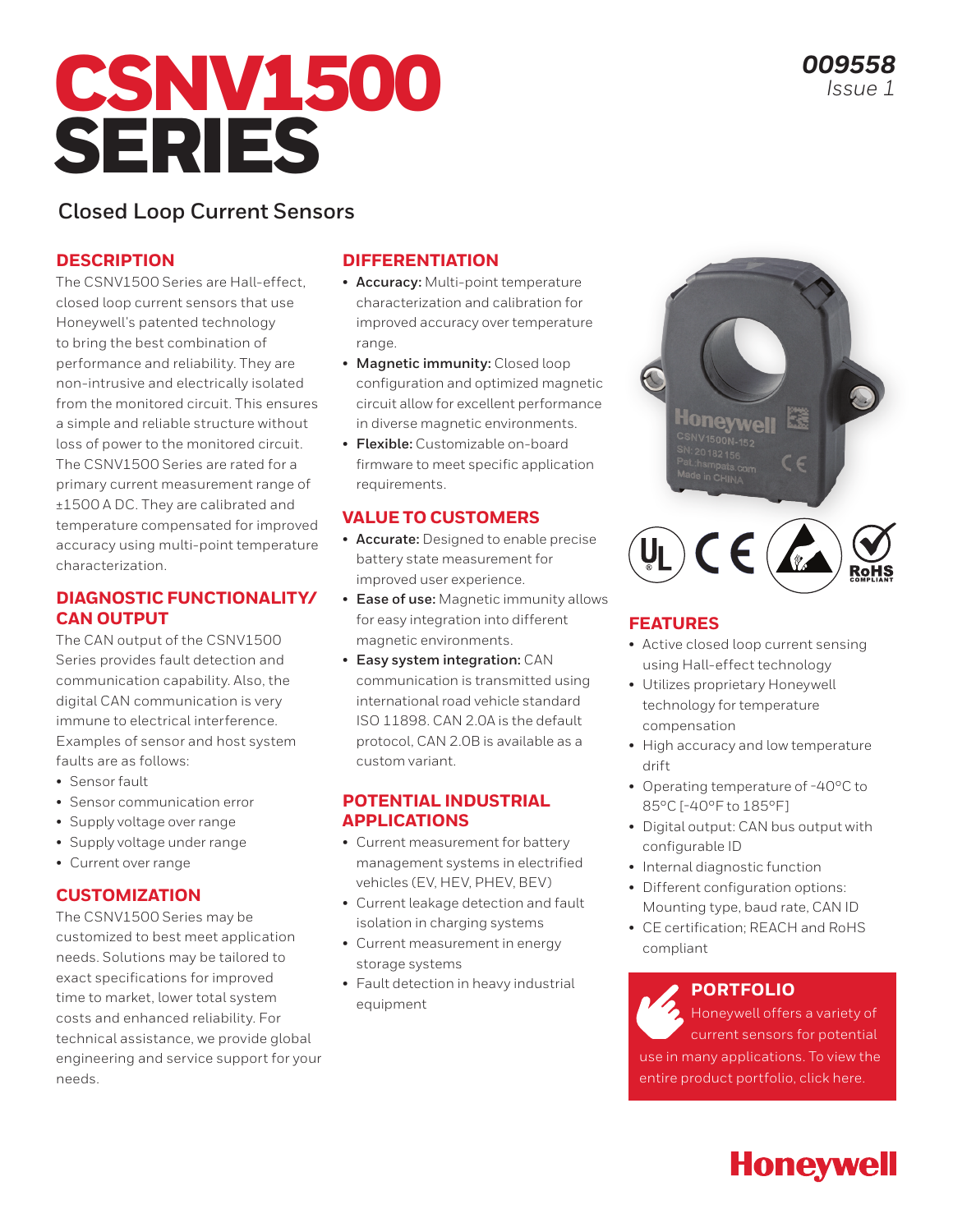# CSNV1500 SERIES

**009558**
*Issue 1*

## Closed Loop Current Sensors

### DESCRIPTION

The CSNV1500 Series are Hall-effect, closed loop current sensors that use Honeywell's patented technology to bring the best combination of performance and reliability. They are non-intrusive and electrically isolated from the monitored circuit. This ensures a simple and reliable structure without loss of power to the monitored circuit. The CSNV1500 Series are rated for a primary current measurement range of ±1500 A DC. They are calibrated and temperature compensated for improved accuracy using multi-point temperature characterization.

### DIAGNOSTIC FUNCTIONALITY/ CAN OUTPUT

The CAN output of the CSNV1500 Series provides fault detection and communication capability. Also, the digital CAN communication is very immune to electrical interference. Examples of sensor and host system faults are as follows:

- Sensor fault
- Sensor communication error
- Supply voltage over range
- Supply voltage under range
- Current over range

### CUSTOMIZATION

The CSNV1500 Series may be customized to best meet application needs. Solutions may be tailored to exact specifications for improved time to market, lower total system costs and enhanced reliability. For technical assistance, we provide global engineering and service support for your needs.

### DIFFERENTIATION

- **Accuracy:** Multi-point temperature characterization and calibration for improved accuracy over temperature range.
- **Magnetic immunity:** Closed loop configuration and optimized magnetic circuit allow for excellent performance in diverse magnetic environments.
- **Flexible:** Customizable on-board firmware to meet specific application requirements.

### VALUE TO CUSTOMERS

- **Accurate:** Designed to enable precise battery state measurement for improved user experience.
- **Ease of use:** Magnetic immunity allows for easy integration into different magnetic environments.
- **Easy system integration:** CAN communication is transmitted using international road vehicle standard ISO 11898. CAN 2.0A is the default protocol, CAN 2.0B is available as a custom variant.

### POTENTIAL INDUSTRIAL APPLICATIONS

- Current measurement for battery management systems in electrified vehicles (EV, HEV, PHEV, BEV)
- Current leakage detection and fault isolation in charging systems
- Current measurement in energy storage systems
- Fault detection in heavy industrial equipment

### FEATURES

- Active closed loop current sensing using Hall-effect technology
- Utilizes proprietary Honeywell technology for temperature compensation
- High accuracy and low temperature drift
- Operating temperature of -40°C to 85°C [-40°F to 185°F]
- Digital output: CAN bus output with configurable ID
- Internal diagnostic function
- Different configuration options: Mounting type, baud rate, CAN ID
- CE certification; REACH and RoHS compliant

### PORTFOLIO

Honeywell offers a variety of current sensors for potential use in many applications. To view the entire product portfolio, click here.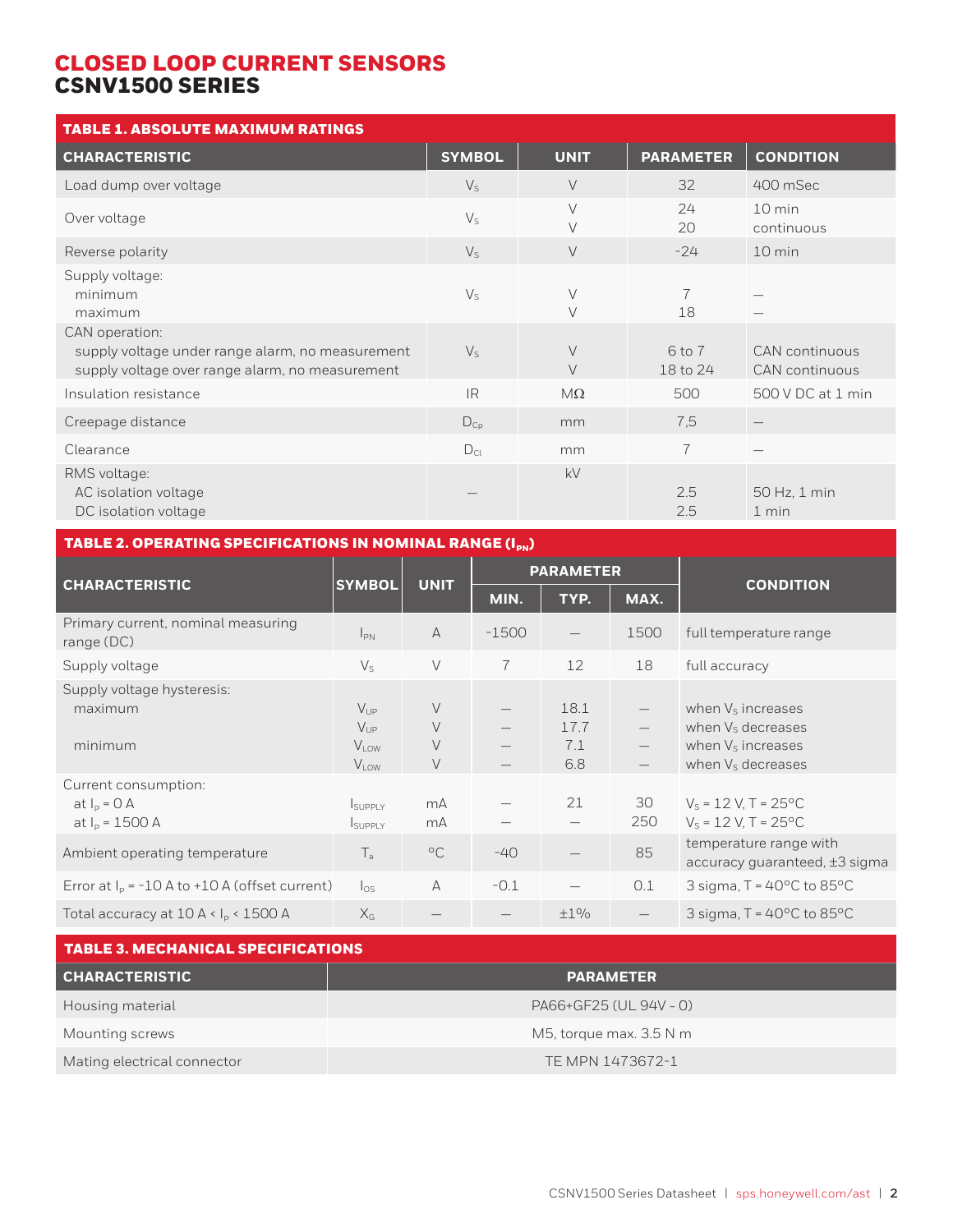# CLOSED LOOP CURRENT SENSORS
## CSNV1500 SERIES

| TABLE 1. ABSOLUTE MAXIMUM RATINGS | | | | |
|---|---|---|---|---|
| **CHARACTERISTIC** | **SYMBOL** | **UNIT** | **PARAMETER** | **CONDITION** |
| Load dump over voltage | $V_S$ | V | 32 | 400 mSec |
| Over voltage | $V_S$ | V<br>V | 24<br>20 | 10 min<br>continuous |
| Reverse polarity | $V_S$ | V | -24 | 10 min |
| Supply voltage:<br>minimum<br>maximum | $V_S$ | V<br>V | 7<br>18 | —<br>— |
| CAN operation:<br>supply voltage under range alarm, no measurement<br>supply voltage over range alarm, no measurement | $V_S$ | V<br>V | 6 to 7<br>18 to 24 | CAN continuous<br>CAN continuous |
| Insulation resistance | IR | MΩ | 500 | 500 V DC at 1 min |
| Creepage distance | $D_{Cp}$ | mm | 7,5 | — |
| Clearance | $D_{Cl}$ | mm | 7 | — |
| RMS voltage:<br>AC isolation voltage<br>DC isolation voltage | — | kV | 2.5<br>2.5 | 50 Hz, 1 min<br>1 min |

| TABLE 2. OPERATING SPECIFICATIONS IN NOMINAL RANGE ($I_{PN}$) | | | | | | |
|---|---|---|---|---|---|---|
| **CHARACTERISTIC** | **SYMBOL** | **UNIT** | **PARAMETER** | | | **CONDITION** |
| | | | **MIN.** | **TYP.** | **MAX.** | |
| Primary current, nominal measuring range (DC) | $I_{PN}$ | A | -1500 | — | 1500 | full temperature range |
| Supply voltage | $V_S$ | V | 7 | 12 | 18 | full accuracy |
| Supply voltage hysteresis:<br>maximum<br><br>minimum | $V_{UP}$<br>$V_{UP}$<br>$V_{LOW}$<br>$V_{LOW}$ | V<br>V<br>V<br>V | —<br>—<br>—<br>— | 18.1<br>17.7<br>7.1<br>6.8 | —<br>—<br>—<br>— | when $V_S$ increases<br>when $V_S$ decreases<br>when $V_S$ increases<br>when $V_S$ decreases |
| Current consumption:<br>at $I_P$ = 0 A<br>at $I_P$ = 1500 A | $I_{SUPPLY}$<br>$I_{SUPPLY}$ | mA<br>mA | —<br>— | 21<br>— | 30<br>250 | $V_S$ = 12 V, T = 25°C<br>$V_S$ = 12 V, T = 25°C |
| Ambient operating temperature | $T_a$ | °C | -40 | — | 85 | temperature range with accuracy guaranteed, ±3 sigma |
| Error at $I_P$ = -10 A to +10 A (offset current) | $I_{OS}$ | A | -0.1 | — | 0.1 | 3 sigma, T = 40°C to 85°C |
| Total accuracy at 10 A < $I_P$ < 1500 A | $X_G$ | — | — | ±1% | — | 3 sigma, T = 40°C to 85°C |

| TABLE 3. MECHANICAL SPECIFICATIONS | |
|---|---|
| **CHARACTERISTIC** | **PARAMETER** |
| Housing material | PA66+GF25 (UL 94V - 0) |
| Mounting screws | M5, torque max. 3.5 N m |
| Mating electrical connector | TE MPN 1473672-1 |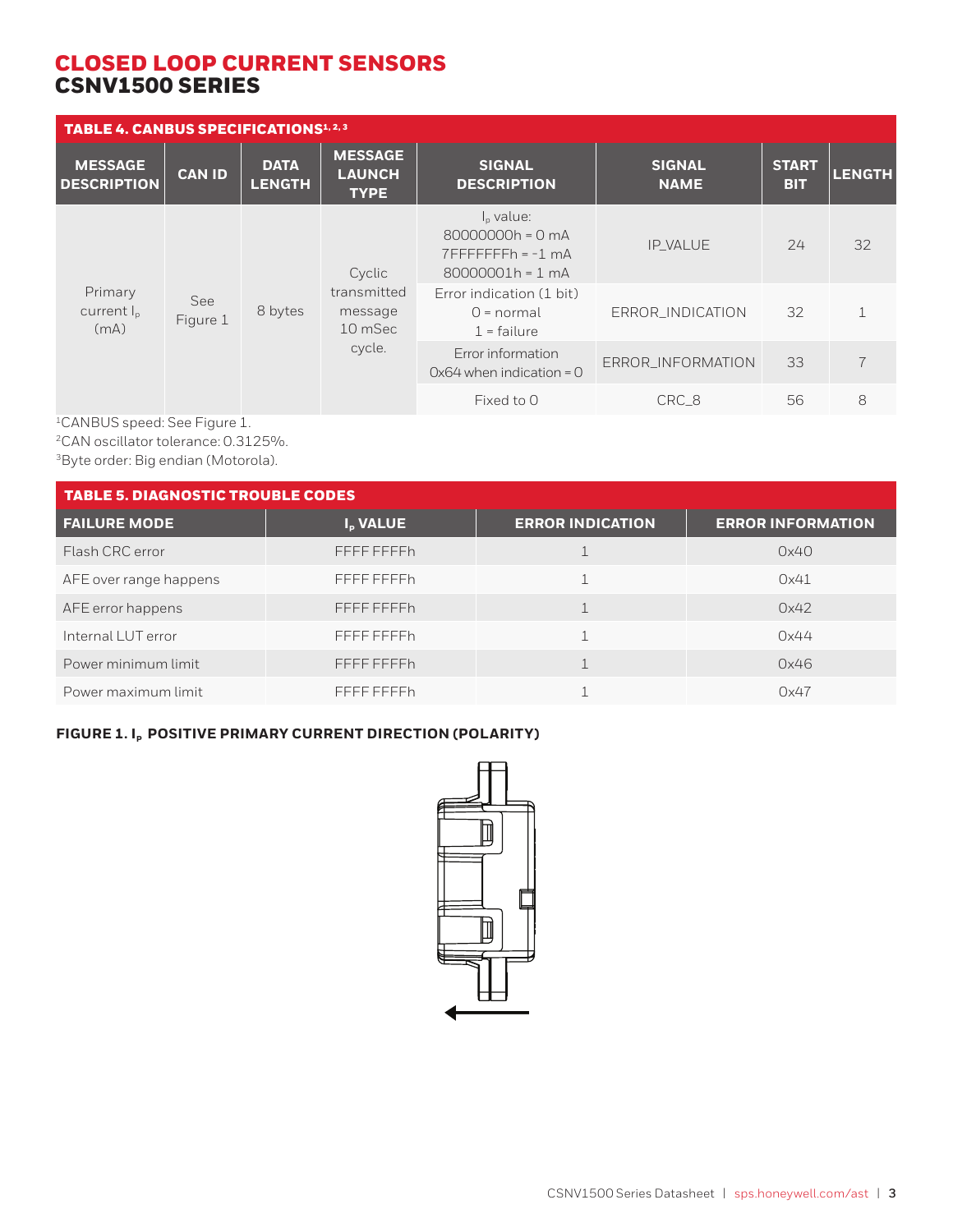# CLOSED LOOP CURRENT SENSORS
## CSNV1500 SERIES

**TABLE 4. CANBUS SPECIFICATIONS[1, 2, 3]**

| MESSAGE DESCRIPTION | CAN ID | DATA LENGTH | MESSAGE LAUNCH TYPE | SIGNAL DESCRIPTION | SIGNAL NAME | START BIT | LENGTH |
|---|---|---|---|---|---|---|---|
| Primary current $I_P$ (mA) | See Figure 1 | 8 bytes | Cyclic transmitted message 10 mSec cycle. | $I_P$ value: 80000000h = 0 mA 7FFFFFFFh = -1 mA 80000001h = 1 mA | IP_VALUE | 24 | 32 |
| | | | | Error indication (1 bit) 0 = normal 1 = failure | ERROR_INDICATION | 32 | 1 |
| | | | | Error information 0x64 when indication = 0 | ERROR_INFORMATION | 33 | 7 |
| | | | | Fixed to 0 | CRC_8 | 56 | 8 |

[1]CANBUS speed: See Figure 1.
[2]CAN oscillator tolerance: 0.3125%.
[3]Byte order: Big endian (Motorola).

**TABLE 5. DIAGNOSTIC TROUBLE CODES**

| FAILURE MODE | $I_P$ VALUE | ERROR INDICATION | ERROR INFORMATION |
|---|---|---|---|
| Flash CRC error | FFFF FFFFh | 1 | 0x40 |
| AFE over range happens | FFFF FFFFh | 1 | 0x41 |
| AFE error happens | FFFF FFFFh | 1 | 0x42 |
| Internal LUT error | FFFF FFFFh | 1 | 0x44 |
| Power minimum limit | FFFF FFFFh | 1 | 0x46 |
| Power maximum limit | FFFF FFFFh | 1 | 0x47 |

**FIGURE 1. $I_P$ POSITIVE PRIMARY CURRENT DIRECTION (POLARITY)**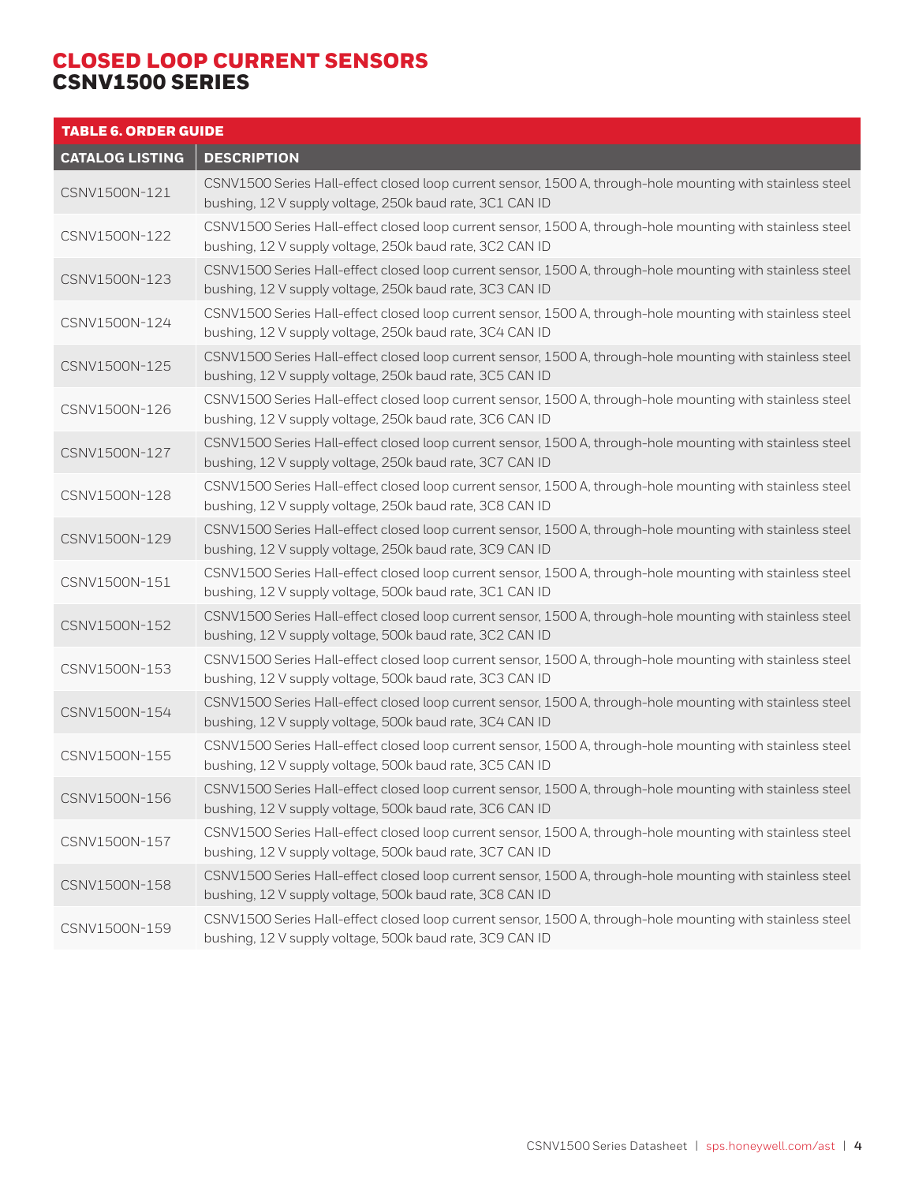# CLOSED LOOP CURRENT SENSORS
# CSNV1500 SERIES

**TABLE 6. ORDER GUIDE**

| CATALOG LISTING | DESCRIPTION |
|---|---|
| CSNV1500N-121 | CSNV1500 Series Hall-effect closed loop current sensor, 1500 A, through-hole mounting with stainless steel bushing, 12 V supply voltage, 250k baud rate, 3C1 CAN ID |
| CSNV1500N-122 | CSNV1500 Series Hall-effect closed loop current sensor, 1500 A, through-hole mounting with stainless steel bushing, 12 V supply voltage, 250k baud rate, 3C2 CAN ID |
| CSNV1500N-123 | CSNV1500 Series Hall-effect closed loop current sensor, 1500 A, through-hole mounting with stainless steel bushing, 12 V supply voltage, 250k baud rate, 3C3 CAN ID |
| CSNV1500N-124 | CSNV1500 Series Hall-effect closed loop current sensor, 1500 A, through-hole mounting with stainless steel bushing, 12 V supply voltage, 250k baud rate, 3C4 CAN ID |
| CSNV1500N-125 | CSNV1500 Series Hall-effect closed loop current sensor, 1500 A, through-hole mounting with stainless steel bushing, 12 V supply voltage, 250k baud rate, 3C5 CAN ID |
| CSNV1500N-126 | CSNV1500 Series Hall-effect closed loop current sensor, 1500 A, through-hole mounting with stainless steel bushing, 12 V supply voltage, 250k baud rate, 3C6 CAN ID |
| CSNV1500N-127 | CSNV1500 Series Hall-effect closed loop current sensor, 1500 A, through-hole mounting with stainless steel bushing, 12 V supply voltage, 250k baud rate, 3C7 CAN ID |
| CSNV1500N-128 | CSNV1500 Series Hall-effect closed loop current sensor, 1500 A, through-hole mounting with stainless steel bushing, 12 V supply voltage, 250k baud rate, 3C8 CAN ID |
| CSNV1500N-129 | CSNV1500 Series Hall-effect closed loop current sensor, 1500 A, through-hole mounting with stainless steel bushing, 12 V supply voltage, 250k baud rate, 3C9 CAN ID |
| CSNV1500N-151 | CSNV1500 Series Hall-effect closed loop current sensor, 1500 A, through-hole mounting with stainless steel bushing, 12 V supply voltage, 500k baud rate, 3C1 CAN ID |
| CSNV1500N-152 | CSNV1500 Series Hall-effect closed loop current sensor, 1500 A, through-hole mounting with stainless steel bushing, 12 V supply voltage, 500k baud rate, 3C2 CAN ID |
| CSNV1500N-153 | CSNV1500 Series Hall-effect closed loop current sensor, 1500 A, through-hole mounting with stainless steel bushing, 12 V supply voltage, 500k baud rate, 3C3 CAN ID |
| CSNV1500N-154 | CSNV1500 Series Hall-effect closed loop current sensor, 1500 A, through-hole mounting with stainless steel bushing, 12 V supply voltage, 500k baud rate, 3C4 CAN ID |
| CSNV1500N-155 | CSNV1500 Series Hall-effect closed loop current sensor, 1500 A, through-hole mounting with stainless steel bushing, 12 V supply voltage, 500k baud rate, 3C5 CAN ID |
| CSNV1500N-156 | CSNV1500 Series Hall-effect closed loop current sensor, 1500 A, through-hole mounting with stainless steel bushing, 12 V supply voltage, 500k baud rate, 3C6 CAN ID |
| CSNV1500N-157 | CSNV1500 Series Hall-effect closed loop current sensor, 1500 A, through-hole mounting with stainless steel bushing, 12 V supply voltage, 500k baud rate, 3C7 CAN ID |
| CSNV1500N-158 | CSNV1500 Series Hall-effect closed loop current sensor, 1500 A, through-hole mounting with stainless steel bushing, 12 V supply voltage, 500k baud rate, 3C8 CAN ID |
| CSNV1500N-159 | CSNV1500 Series Hall-effect closed loop current sensor, 1500 A, through-hole mounting with stainless steel bushing, 12 V supply voltage, 500k baud rate, 3C9 CAN ID |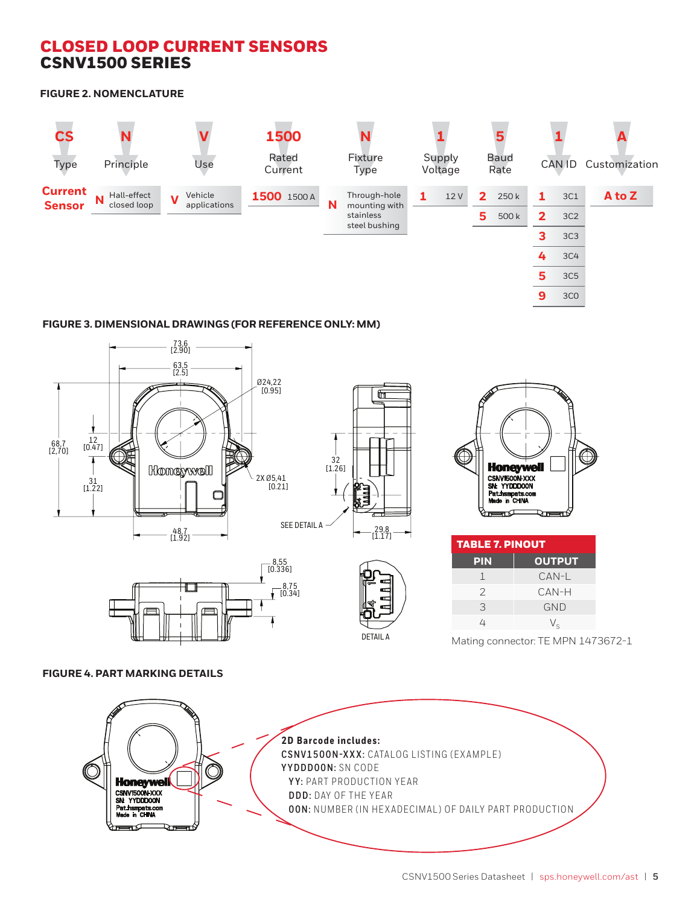# CLOSED LOOP CURRENT SENSORS
## CSNV1500 SERIES

### FIGURE 2. NOMENCLATURE

| CS | N | V | 1500 | N | 1 | 5 | 1 | A |
|---|---|---|---|---|---|---|---|---|
| Type | Principle | Use | Rated Current | Fixture Type | Supply Voltage | Baud Rate | CAN ID | Customization |
| Current Sensor | N Hall-effect closed loop | V Vehicle applications | 1500 1500 A | N Through-hole mounting with stainless steel bushing | 1 12 V | 2 250 k | 1 3C1 | A to Z |
| | | | | | | 5 500 k | 2 3C2 | |
| | | | | | | | 3 3C3 | |
| | | | | | | | 4 3C4 | |
| | | | | | | | 5 3C5 | |
| | | | | | | | 9 3C0 | |

### FIGURE 3. DIMENSIONAL DRAWINGS (FOR REFERENCE ONLY: MM)

73,6 [2.90]; 63,5 [2.5]; Ø24,22 [0.95]; 68,7 [2,70]; 12 [0.47]; 31 [1.22]; 2X Ø5,41 [0.21]; 48,7 [1.92]; 32 [1.26]; 29,8 [1.17]; 8,55 [0.336]; 8,75 [0.34]; SEE DETAIL A; DETAIL A

Honeywell
CSNV1500N-XXX
SN: YYDDD00N
Pat.hsmpats.com
Made in CHINA

**TABLE 7. PINOUT**

| PIN | OUTPUT |
|---|---|
| 1 | CAN-L |
| 2 | CAN-H |
| 3 | GND |
| 4 | $V_S$ |

Mating connector: TE MPN 1473672-1

### FIGURE 4. PART MARKING DETAILS

Honeywell
CSNV1500N-XXX
SN: YYDDD00N
Pat.hsmpats.com
Made in CHINA

**2D Barcode includes:**
**CSNV1500N-XXX:** CATALOG LISTING (EXAMPLE)
**YYDDD00N:** SN CODE
**YY:** PART PRODUCTION YEAR
**DDD:** DAY OF THE YEAR
**00N:** NUMBER (IN HEXADECIMAL) OF DAILY PART PRODUCTION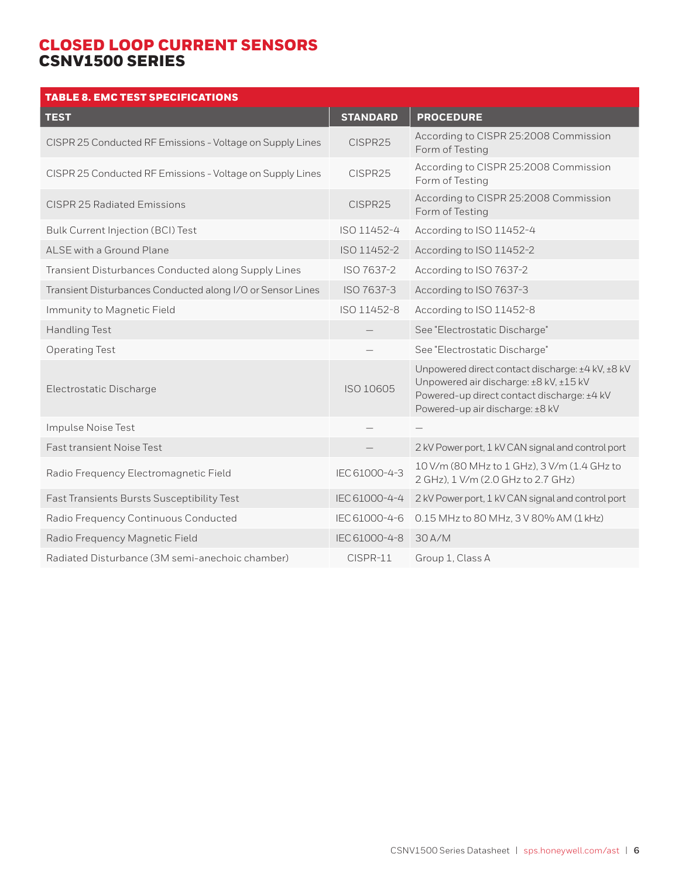# CLOSED LOOP CURRENT SENSORS
## CSNV1500 SERIES

| TABLE 8. EMC TEST SPECIFICATIONS | | |
|---|---|---|
| **TEST** | **STANDARD** | **PROCEDURE** |
| CISPR 25 Conducted RF Emissions - Voltage on Supply Lines | CISPR25 | According to CISPR 25:2008 Commission Form of Testing |
| CISPR 25 Conducted RF Emissions - Voltage on Supply Lines | CISPR25 | According to CISPR 25:2008 Commission Form of Testing |
| CISPR 25 Radiated Emissions | CISPR25 | According to CISPR 25:2008 Commission Form of Testing |
| Bulk Current Injection (BCI) Test | ISO 11452-4 | According to ISO 11452-4 |
| ALSE with a Ground Plane | ISO 11452-2 | According to ISO 11452-2 |
| Transient Disturbances Conducted along Supply Lines | ISO 7637-2 | According to ISO 7637-2 |
| Transient Disturbances Conducted along I/O or Sensor Lines | ISO 7637-3 | According to ISO 7637-3 |
| Immunity to Magnetic Field | ISO 11452-8 | According to ISO 11452-8 |
| Handling Test | — | See "Electrostatic Discharge" |
| Operating Test | — | See "Electrostatic Discharge" |
| Electrostatic Discharge | ISO 10605 | Unpowered direct contact discharge: ±4 kV, ±8 kV<br>Unpowered air discharge: ±8 kV, ±15 kV<br>Powered-up direct contact discharge: ±4 kV<br>Powered-up air discharge: ±8 kV |
| Impulse Noise Test | — | — |
| Fast transient Noise Test | — | 2 kV Power port, 1 kV CAN signal and control port |
| Radio Frequency Electromagnetic Field | IEC 61000-4-3 | 10 V/m (80 MHz to 1 GHz), 3 V/m (1.4 GHz to 2 GHz), 1 V/m (2.0 GHz to 2.7 GHz) |
| Fast Transients Bursts Susceptibility Test | IEC 61000-4-4 | 2 kV Power port, 1 kV CAN signal and control port |
| Radio Frequency Continuous Conducted | IEC 61000-4-6 | 0.15 MHz to 80 MHz, 3 V 80% AM (1 kHz) |
| Radio Frequency Magnetic Field | IEC 61000-4-8 | 30 A/M |
| Radiated Disturbance (3M semi-anechoic chamber) | CISPR-11 | Group 1, Class A |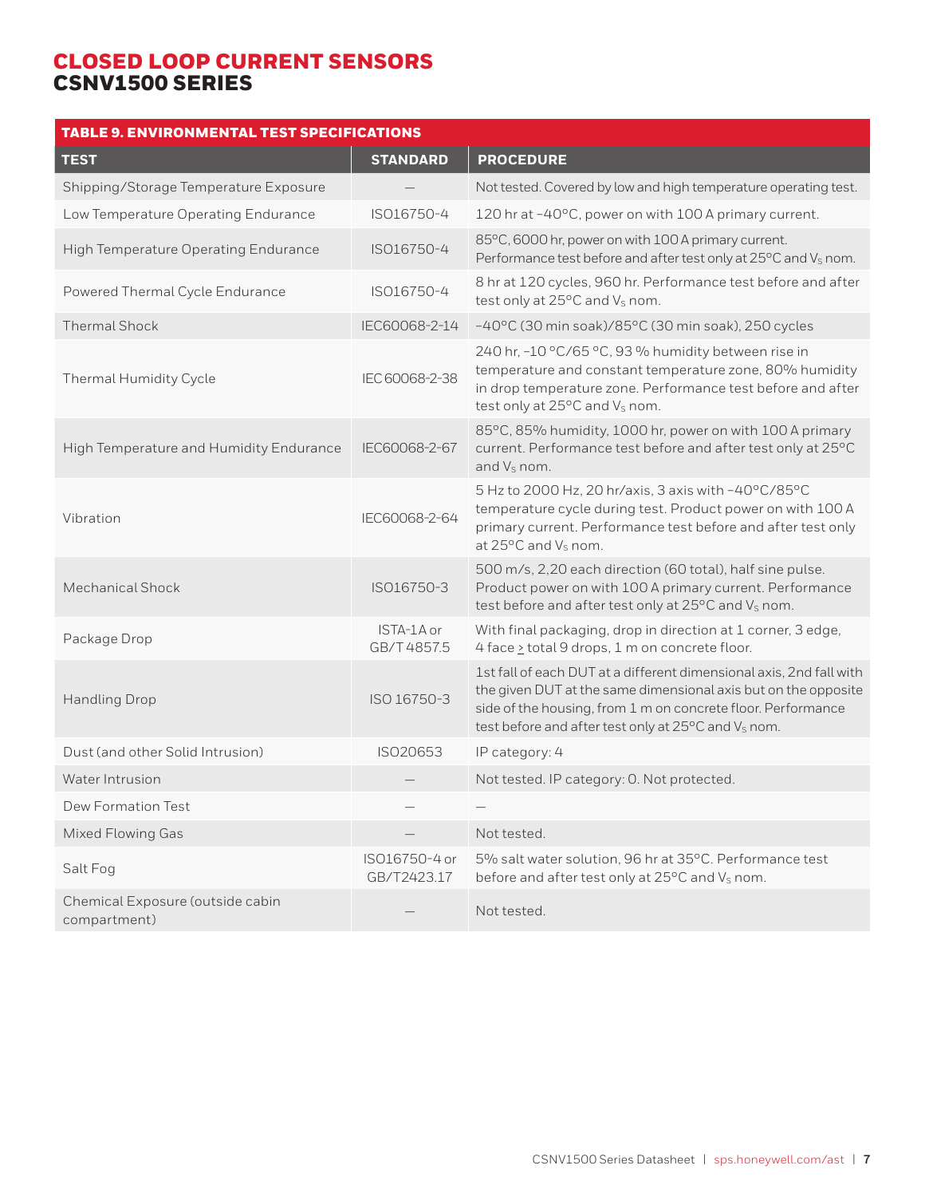# CLOSED LOOP CURRENT SENSORS
## CSNV1500 SERIES

**TABLE 9. ENVIRONMENTAL TEST SPECIFICATIONS**

| TEST | STANDARD | PROCEDURE |
|---|---|---|
| Shipping/Storage Temperature Exposure | — | Not tested. Covered by low and high temperature operating test. |
| Low Temperature Operating Endurance | ISO16750-4 | 120 hr at -40°C, power on with 100 A primary current. |
| High Temperature Operating Endurance | ISO16750-4 | 85°C, 6000 hr, power on with 100 A primary current. Performance test before and after test only at 25°C and $V_S$ nom. |
| Powered Thermal Cycle Endurance | ISO16750-4 | 8 hr at 120 cycles, 960 hr. Performance test before and after test only at 25°C and $V_S$ nom. |
| Thermal Shock | IEC60068-2-14 | -40°C (30 min soak)/85°C (30 min soak), 250 cycles |
| Thermal Humidity Cycle | IEC 60068-2-38 | 240 hr, -10 °C/65 °C, 93 % humidity between rise in temperature and constant temperature zone, 80% humidity in drop temperature zone. Performance test before and after test only at 25°C and $V_S$ nom. |
| High Temperature and Humidity Endurance | IEC60068-2-67 | 85°C, 85% humidity, 1000 hr, power on with 100 A primary current. Performance test before and after test only at 25°C and $V_S$ nom. |
| Vibration | IEC60068-2-64 | 5 Hz to 2000 Hz, 20 hr/axis, 3 axis with -40°C/85°C temperature cycle during test. Product power on with 100 A primary current. Performance test before and after test only at 25°C and $V_S$ nom. |
| Mechanical Shock | ISO16750-3 | 500 m/s, 2,20 each direction (60 total), half sine pulse. Product power on with 100 A primary current. Performance test before and after test only at 25°C and $V_S$ nom. |
| Package Drop | ISTA-1A or GB/T 4857.5 | With final packaging, drop in direction at 1 corner, 3 edge, 4 face ≥ total 9 drops, 1 m on concrete floor. |
| Handling Drop | ISO 16750-3 | 1st fall of each DUT at a different dimensional axis, 2nd fall with the given DUT at the same dimensional axis but on the opposite side of the housing, from 1 m on concrete floor. Performance test before and after test only at 25°C and $V_S$ nom. |
| Dust (and other Solid Intrusion) | ISO20653 | IP category: 4 |
| Water Intrusion | — | Not tested. IP category: 0. Not protected. |
| Dew Formation Test | — | — |
| Mixed Flowing Gas | — | Not tested. |
| Salt Fog | ISO16750-4 or GB/T2423.17 | 5% salt water solution, 96 hr at 35°C. Performance test before and after test only at 25°C and $V_S$ nom. |
| Chemical Exposure (outside cabin compartment) | — | Not tested. |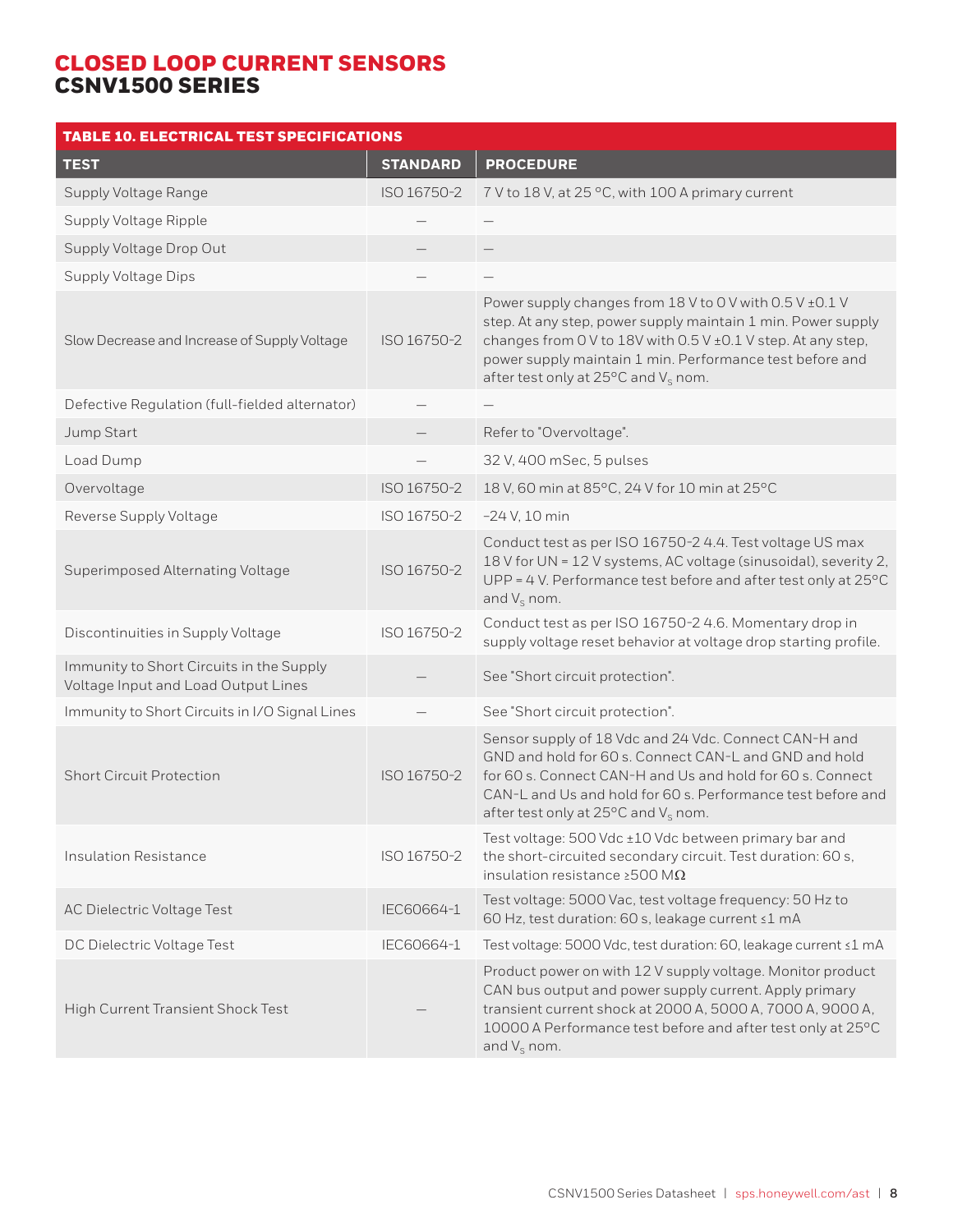# CLOSED LOOP CURRENT SENSORS
## CSNV1500 SERIES

**TABLE 10. ELECTRICAL TEST SPECIFICATIONS**

| TEST | STANDARD | PROCEDURE |
|---|---|---|
| Supply Voltage Range | ISO 16750-2 | 7 V to 18 V, at 25 °C, with 100 A primary current |
| Supply Voltage Ripple | — | — |
| Supply Voltage Drop Out | — | — |
| Supply Voltage Dips | — | — |
| Slow Decrease and Increase of Supply Voltage | ISO 16750-2 | Power supply changes from 18 V to 0 V with 0.5 V ±0.1 V step. At any step, power supply maintain 1 min. Power supply changes from 0 V to 18V with 0.5 V ±0.1 V step. At any step, power supply maintain 1 min. Performance test before and after test only at 25°C and $V_S$ nom. |
| Defective Regulation (full-fielded alternator) | — | — |
| Jump Start | — | Refer to "Overvoltage". |
| Load Dump | — | 32 V, 400 mSec, 5 pulses |
| Overvoltage | ISO 16750-2 | 18 V, 60 min at 85°C, 24 V for 10 min at 25°C |
| Reverse Supply Voltage | ISO 16750-2 | -24 V, 10 min |
| Superimposed Alternating Voltage | ISO 16750-2 | Conduct test as per ISO 16750-2 4.4. Test voltage US max 18 V for UN = 12 V systems, AC voltage (sinusoidal), severity 2, UPP = 4 V. Performance test before and after test only at 25°C and $V_S$ nom. |
| Discontinuities in Supply Voltage | ISO 16750-2 | Conduct test as per ISO 16750-2 4.6. Momentary drop in supply voltage reset behavior at voltage drop starting profile. |
| Immunity to Short Circuits in the Supply Voltage Input and Load Output Lines | — | See "Short circuit protection". |
| Immunity to Short Circuits in I/O Signal Lines | — | See "Short circuit protection". |
| Short Circuit Protection | ISO 16750-2 | Sensor supply of 18 Vdc and 24 Vdc. Connect CAN-H and GND and hold for 60 s. Connect CAN-L and GND and hold for 60 s. Connect CAN-H and Us and hold for 60 s. Connect CAN-L and Us and hold for 60 s. Performance test before and after test only at 25°C and $V_S$ nom. |
| Insulation Resistance | ISO 16750-2 | Test voltage: 500 Vdc ±10 Vdc between primary bar and the short-circuited secondary circuit. Test duration: 60 s, insulation resistance ≥500 MΩ |
| AC Dielectric Voltage Test | IEC60664-1 | Test voltage: 5000 Vac, test voltage frequency: 50 Hz to 60 Hz, test duration: 60 s, leakage current ≤1 mA |
| DC Dielectric Voltage Test | IEC60664-1 | Test voltage: 5000 Vdc, test duration: 60, leakage current ≤1 mA |
| High Current Transient Shock Test | — | Product power on with 12 V supply voltage. Monitor product CAN bus output and power supply current. Apply primary transient current shock at 2000 A, 5000 A, 7000 A, 9000 A, 10000 A Performance test before and after test only at 25°C and $V_S$ nom. |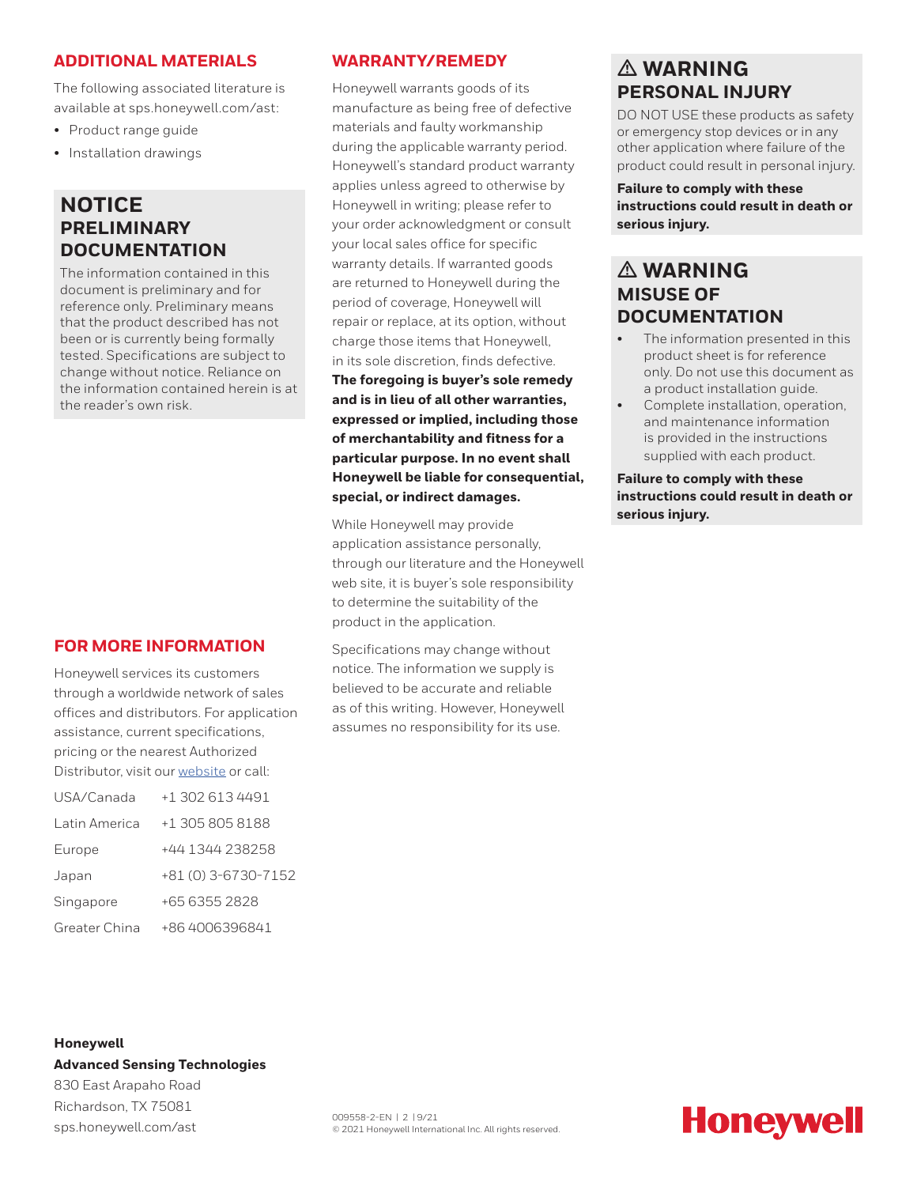## ADDITIONAL MATERIALS

The following associated literature is available at sps.honeywell.com/ast:

- Product range guide
- Installation drawings

## NOTICE
### PRELIMINARY DOCUMENTATION

The information contained in this document is preliminary and for reference only. Preliminary means that the product described has not been or is currently being formally tested. Specifications are subject to change without notice. Reliance on the information contained herein is at the reader's own risk.

## FOR MORE INFORMATION

Honeywell services its customers through a worldwide network of sales offices and distributors. For application assistance, current specifications, pricing or the nearest Authorized Distributor, visit our website or call:

| | |
|---|---|
| USA/Canada | +1 302 613 4491 |
| Latin America | +1 305 805 8188 |
| Europe | +44 1344 238258 |
| Japan | +81 (0) 3-6730-7152 |
| Singapore | +65 6355 2828 |
| Greater China | +86 4006396841 |

## WARRANTY/REMEDY

Honeywell warrants goods of its manufacture as being free of defective materials and faulty workmanship during the applicable warranty period. Honeywell's standard product warranty applies unless agreed to otherwise by Honeywell in writing; please refer to your order acknowledgment or consult your local sales office for specific warranty details. If warranted goods are returned to Honeywell during the period of coverage, Honeywell will repair or replace, at its option, without charge those items that Honeywell, in its sole discretion, finds defective. **The foregoing is buyer's sole remedy and is in lieu of all other warranties, expressed or implied, including those of merchantability and fitness for a particular purpose. In no event shall Honeywell be liable for consequential, special, or indirect damages.**

While Honeywell may provide application assistance personally, through our literature and the Honeywell web site, it is buyer's sole responsibility to determine the suitability of the product in the application.

Specifications may change without notice. The information we supply is believed to be accurate and reliable as of this writing. However, Honeywell assumes no responsibility for its use.

## ⚠ WARNING
### PERSONAL INJURY

DO NOT USE these products as safety or emergency stop devices or in any other application where failure of the product could result in personal injury.

**Failure to comply with these instructions could result in death or serious injury.**

## ⚠ WARNING
### MISUSE OF DOCUMENTATION

- The information presented in this product sheet is for reference only. Do not use this document as a product installation guide.
- Complete installation, operation, and maintenance information is provided in the instructions supplied with each product.

**Failure to comply with these instructions could result in death or serious injury.**

**Honeywell**
**Advanced Sensing Technologies**
830 East Arapaho Road
Richardson, TX 75081
sps.honeywell.com/ast

009558-2-EN | 2 | 9/21
© 2021 Honeywell International Inc. All rights reserved.

Honeywell